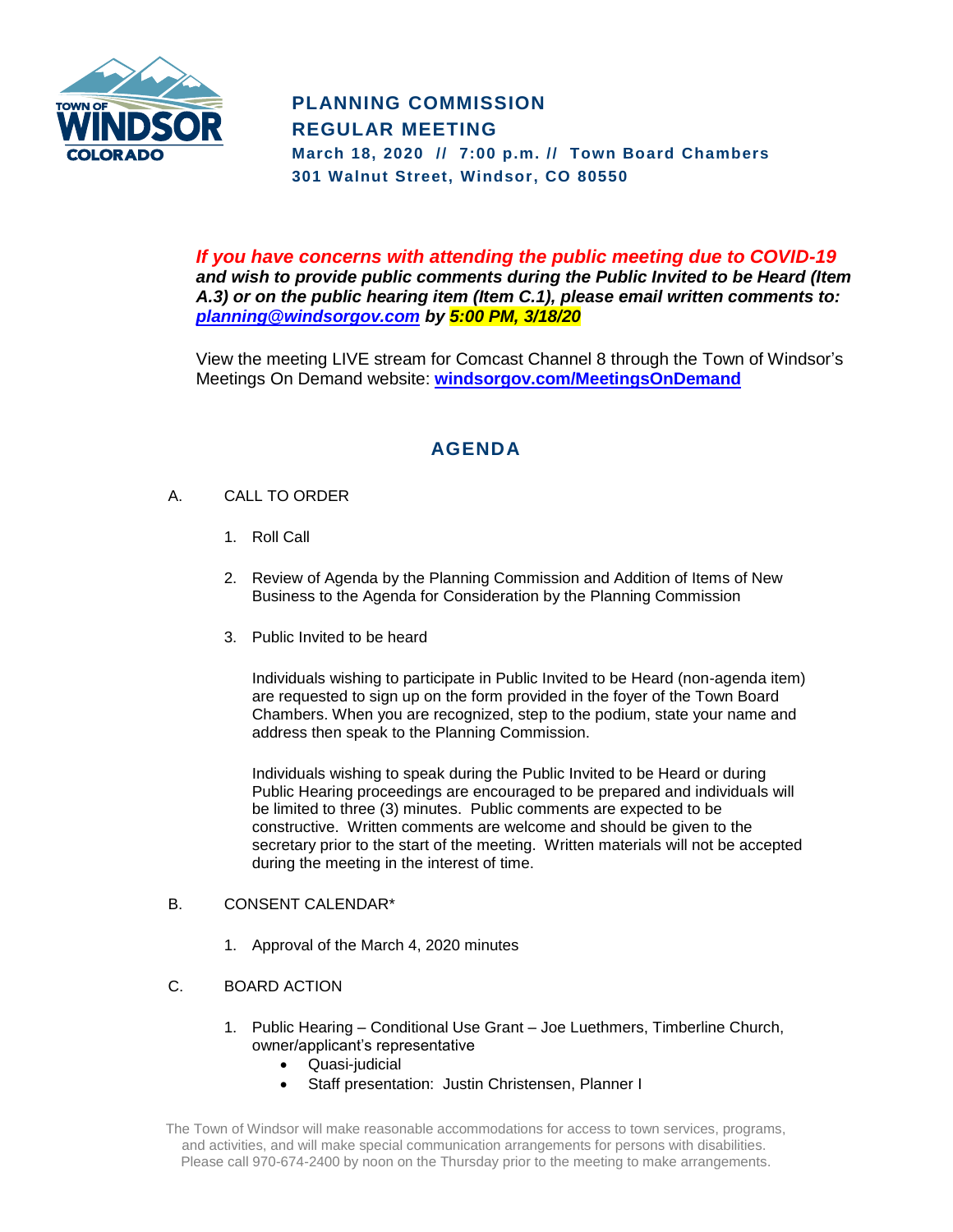TOWN OF WINDSOR COLORADO

# PLANNING COMMISSION
# REGULAR MEETING

**March 18, 2020 // 7:00 p.m. // Town Board Chambers**
**301 Walnut Street, Windsor, CO 80550**

***If you have concerns with attending the public meeting due to COVID-19 and wish to provide public comments during the Public Invited to be Heard (Item A.3) or on the public hearing item (Item C.1), please email written comments to: planning@windsorgov.com by 5:00 PM, 3/18/20***

View the meeting LIVE stream for Comcast Channel 8 through the Town of Windsor's Meetings On Demand website: **windsorgov.com/MeetingsOnDemand**

## AGENDA

A. CALL TO ORDER

1. Roll Call

2. Review of Agenda by the Planning Commission and Addition of Items of New Business to the Agenda for Consideration by the Planning Commission

3. Public Invited to be heard

   Individuals wishing to participate in Public Invited to be Heard (non-agenda item) are requested to sign up on the form provided in the foyer of the Town Board Chambers. When you are recognized, step to the podium, state your name and address then speak to the Planning Commission.

   Individuals wishing to speak during the Public Invited to be Heard or during Public Hearing proceedings are encouraged to be prepared and individuals will be limited to three (3) minutes. Public comments are expected to be constructive. Written comments are welcome and should be given to the secretary prior to the start of the meeting. Written materials will not be accepted during the meeting in the interest of time.

B. CONSENT CALENDAR*

1. Approval of the March 4, 2020 minutes

C. BOARD ACTION

1. Public Hearing – Conditional Use Grant – Joe Luethmers, Timberline Church, owner/applicant's representative
   - Quasi-judicial
   - Staff presentation: Justin Christensen, Planner I

The Town of Windsor will make reasonable accommodations for access to town services, programs, and activities, and will make special communication arrangements for persons with disabilities. Please call 970-674-2400 by noon on the Thursday prior to the meeting to make arrangements.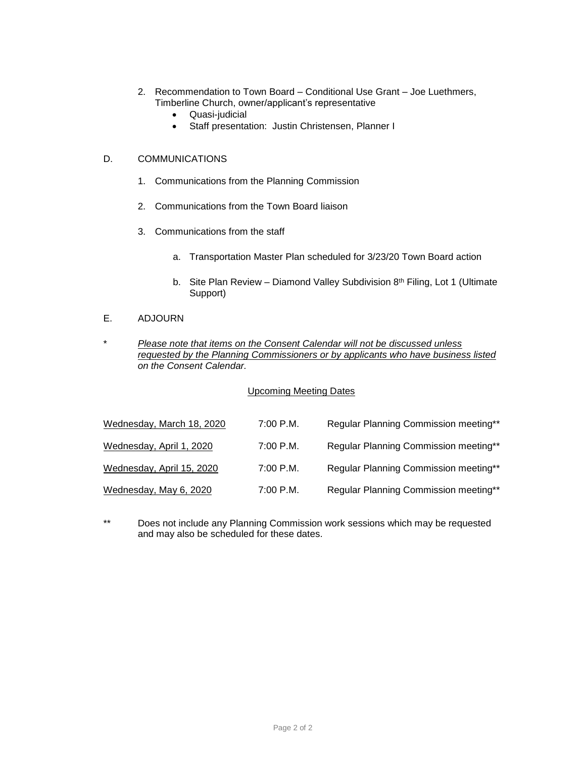2. Recommendation to Town Board – Conditional Use Grant – Joe Luethmers, Timberline Church, owner/applicant's representative
   - Quasi-judicial
   - Staff presentation: Justin Christensen, Planner I

D. COMMUNICATIONS

1. Communications from the Planning Commission

2. Communications from the Town Board liaison

3. Communications from the staff

   a. Transportation Master Plan scheduled for 3/23/20 Town Board action

   b. Site Plan Review – Diamond Valley Subdivision 8th Filing, Lot 1 (Ultimate Support)

E. ADJOURN

\* *Please note that items on the Consent Calendar will not be discussed unless requested by the Planning Commissioners or by applicants who have business listed on the Consent Calendar.*

<u>Upcoming Meeting Dates</u>

| | | |
|---|---|---|
| <u>Wednesday, March 18, 2020</u> | 7:00 P.M. | Regular Planning Commission meeting** |
| <u>Wednesday, April 1, 2020</u> | 7:00 P.M. | Regular Planning Commission meeting** |
| <u>Wednesday, April 15, 2020</u> | 7:00 P.M. | Regular Planning Commission meeting** |
| <u>Wednesday, May 6, 2020</u> | 7:00 P.M. | Regular Planning Commission meeting** |

\*\* Does not include any Planning Commission work sessions which may be requested and may also be scheduled for these dates.